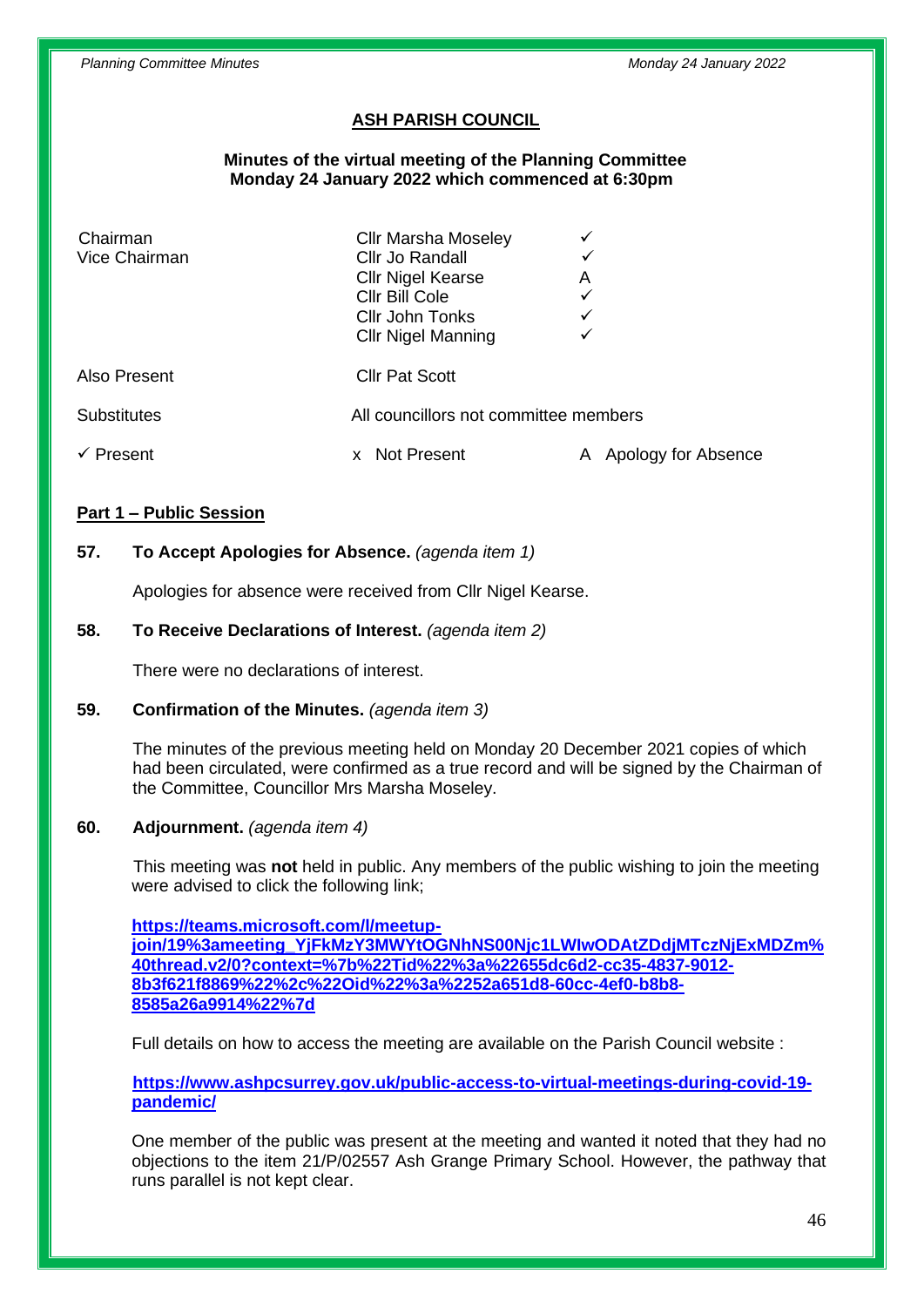# ASH PARISH COUNCIL

**Minutes of the virtual meeting of the Planning Committee**
**Monday 24 January 2022 which commenced at 6:30pm**

| | | |
|---|---|---|
| Chairman | Cllr Marsha Moseley | ✓ |
| Vice Chairman | Cllr Jo Randall | ✓ |
| | Cllr Nigel Kearse | A |
| | Cllr Bill Cole | ✓ |
| | Cllr John Tonks | ✓ |
| | Cllr Nigel Manning | ✓ |
| Also Present | Cllr Pat Scott | |
| Substitutes | All councillors not committee members | |
| ✓ Present | x Not Present | A Apology for Absence |

## Part 1 – Public Session

**57. To Accept Apologies for Absence.** *(agenda item 1)*

Apologies for absence were received from Cllr Nigel Kearse.

**58. To Receive Declarations of Interest.** *(agenda item 2)*

There were no declarations of interest.

**59. Confirmation of the Minutes.** *(agenda item 3)*

The minutes of the previous meeting held on Monday 20 December 2021 copies of which had been circulated, were confirmed as a true record and will be signed by the Chairman of the Committee, Councillor Mrs Marsha Moseley.

**60. Adjournment.** *(agenda item 4)*

This meeting was **not** held in public. Any members of the public wishing to join the meeting were advised to click the following link;

**https://teams.microsoft.com/l/meetup-join/19%3ameeting_YjFkMzY3MWYtOGNhNS00Njc1LWIwODAtZDdjMTczNjExMDZm%40thread.v2/0?context=%7b%22Tid%22%3a%22655dc6d2-cc35-4837-9012-8b3f621f8869%22%2c%22Oid%22%3a%2252a651d8-60cc-4ef0-b8b8-8585a26a9914%22%7d**

Full details on how to access the meeting are available on the Parish Council website :

**https://www.ashpcsurrey.gov.uk/public-access-to-virtual-meetings-during-covid-19-pandemic/**

One member of the public was present at the meeting and wanted it noted that they had no objections to the item 21/P/02557 Ash Grange Primary School. However, the pathway that runs parallel is not kept clear.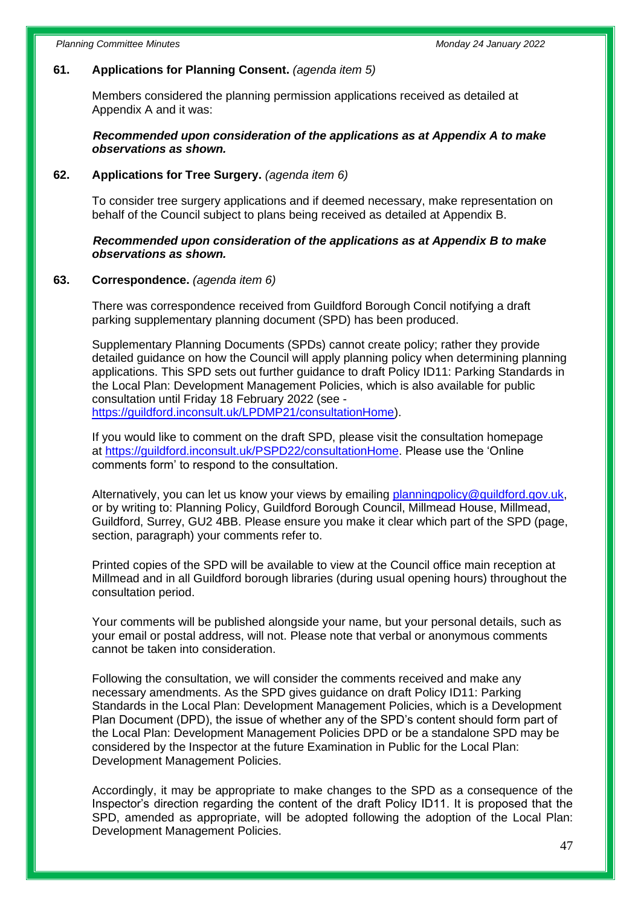**61. Applications for Planning Consent.** *(agenda item 5)*

Members considered the planning permission applications received as detailed at Appendix A and it was:

***Recommended upon consideration of the applications as at Appendix A to make observations as shown.***

**62. Applications for Tree Surgery.** *(agenda item 6)*

To consider tree surgery applications and if deemed necessary, make representation on behalf of the Council subject to plans being received as detailed at Appendix B.

***Recommended upon consideration of the applications as at Appendix B to make observations as shown.***

**63. Correspondence.** *(agenda item 6)*

There was correspondence received from Guildford Borough Concil notifying a draft parking supplementary planning document (SPD) has been produced.

Supplementary Planning Documents (SPDs) cannot create policy; rather they provide detailed guidance on how the Council will apply planning policy when determining planning applications. This SPD sets out further guidance to draft Policy ID11: Parking Standards in the Local Plan: Development Management Policies, which is also available for public consultation until Friday 18 February 2022 (see - https://guildford.inconsult.uk/LPDMP21/consultationHome).

If you would like to comment on the draft SPD, please visit the consultation homepage at https://guildford.inconsult.uk/PSPD22/consultationHome. Please use the 'Online comments form' to respond to the consultation.

Alternatively, you can let us know your views by emailing planningpolicy@guildford.gov.uk, or by writing to: Planning Policy, Guildford Borough Council, Millmead House, Millmead, Guildford, Surrey, GU2 4BB. Please ensure you make it clear which part of the SPD (page, section, paragraph) your comments refer to.

Printed copies of the SPD will be available to view at the Council office main reception at Millmead and in all Guildford borough libraries (during usual opening hours) throughout the consultation period.

Your comments will be published alongside your name, but your personal details, such as your email or postal address, will not. Please note that verbal or anonymous comments cannot be taken into consideration.

Following the consultation, we will consider the comments received and make any necessary amendments. As the SPD gives guidance on draft Policy ID11: Parking Standards in the Local Plan: Development Management Policies, which is a Development Plan Document (DPD), the issue of whether any of the SPD's content should form part of the Local Plan: Development Management Policies DPD or be a standalone SPD may be considered by the Inspector at the future Examination in Public for the Local Plan: Development Management Policies.

Accordingly, it may be appropriate to make changes to the SPD as a consequence of the Inspector's direction regarding the content of the draft Policy ID11. It is proposed that the SPD, amended as appropriate, will be adopted following the adoption of the Local Plan: Development Management Policies.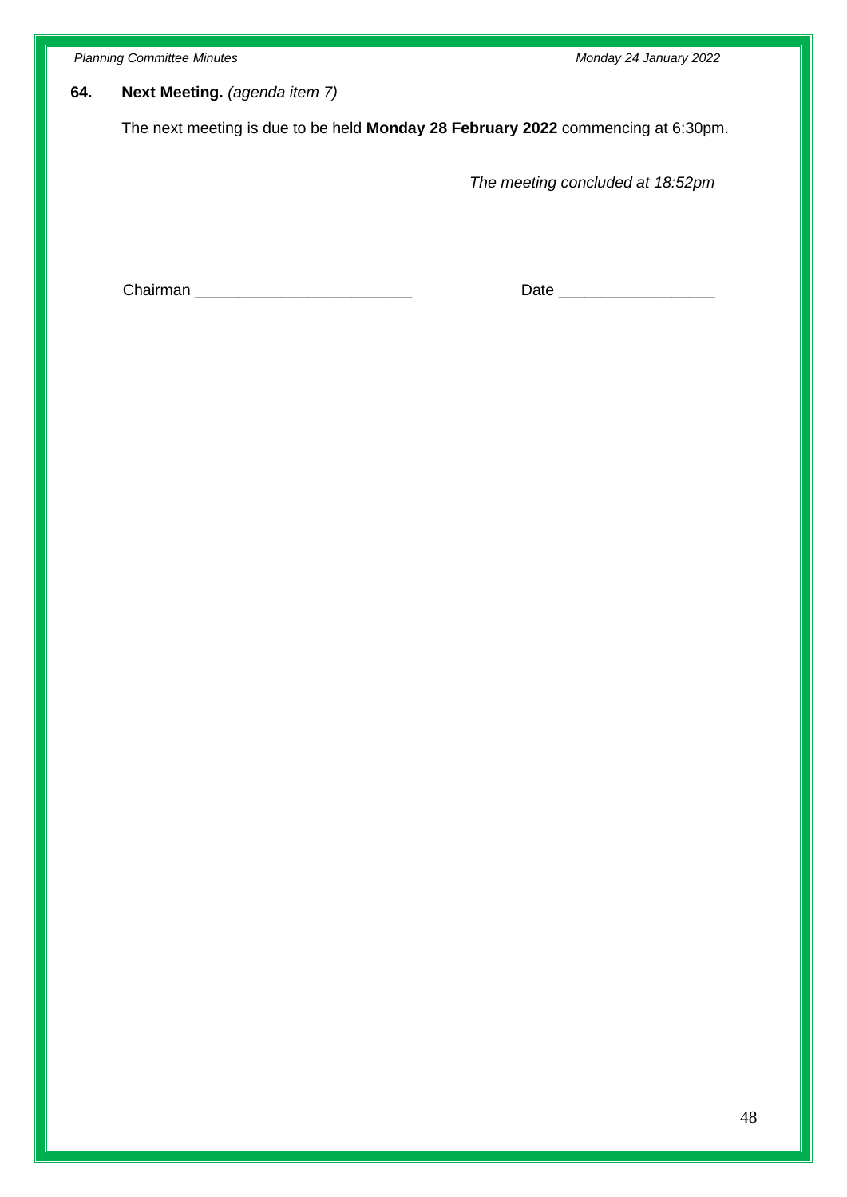## 64. Next Meeting. *(agenda item 7)*

The next meeting is due to be held **Monday 28 February 2022** commencing at 6:30pm.

*The meeting concluded at 18:52pm*

Chairman ________________________ Date _________________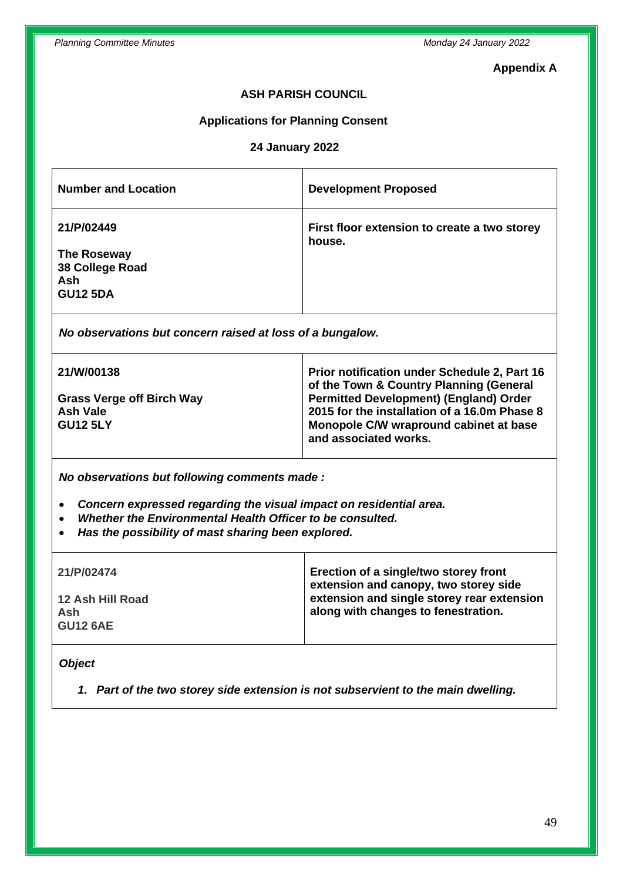**Appendix A**

**ASH PARISH COUNCIL**

**Applications for Planning Consent**

**24 January 2022**

| Number and Location | Development Proposed |
|---|---|
| **21/P/02449**<br><br>**The Roseway**<br>**38 College Road**<br>**Ash**<br>**GU12 5DA** | **First floor extension to create a two storey house.** |
| ***No observations but concern raised at loss of a bungalow.*** | |
| **21/W/00138**<br><br>**Grass Verge off Birch Way**<br>**Ash Vale**<br>**GU12 5LY** | **Prior notification under Schedule 2, Part 16 of the Town & Country Planning (General Permitted Development) (England) Order 2015 for the installation of a 16.0m Phase 8 Monopole C/W wrapround cabinet at base and associated works.** |
| ***No observations but following comments made :***<br><br>• ***Concern expressed regarding the visual impact on residential area.***<br>• ***Whether the Environmental Health Officer to be consulted.***<br>• ***Has the possibility of mast sharing been explored.*** | |
| **21/P/02474**<br><br>**12 Ash Hill Road**<br>**Ash**<br>**GU12 6AE** | **Erection of a single/two storey front extension and canopy, two storey side extension and single storey rear extension along with changes to fenestration.** |
| ***Object***<br><br>***1. Part of the two storey side extension is not subservient to the main dwelling.*** | |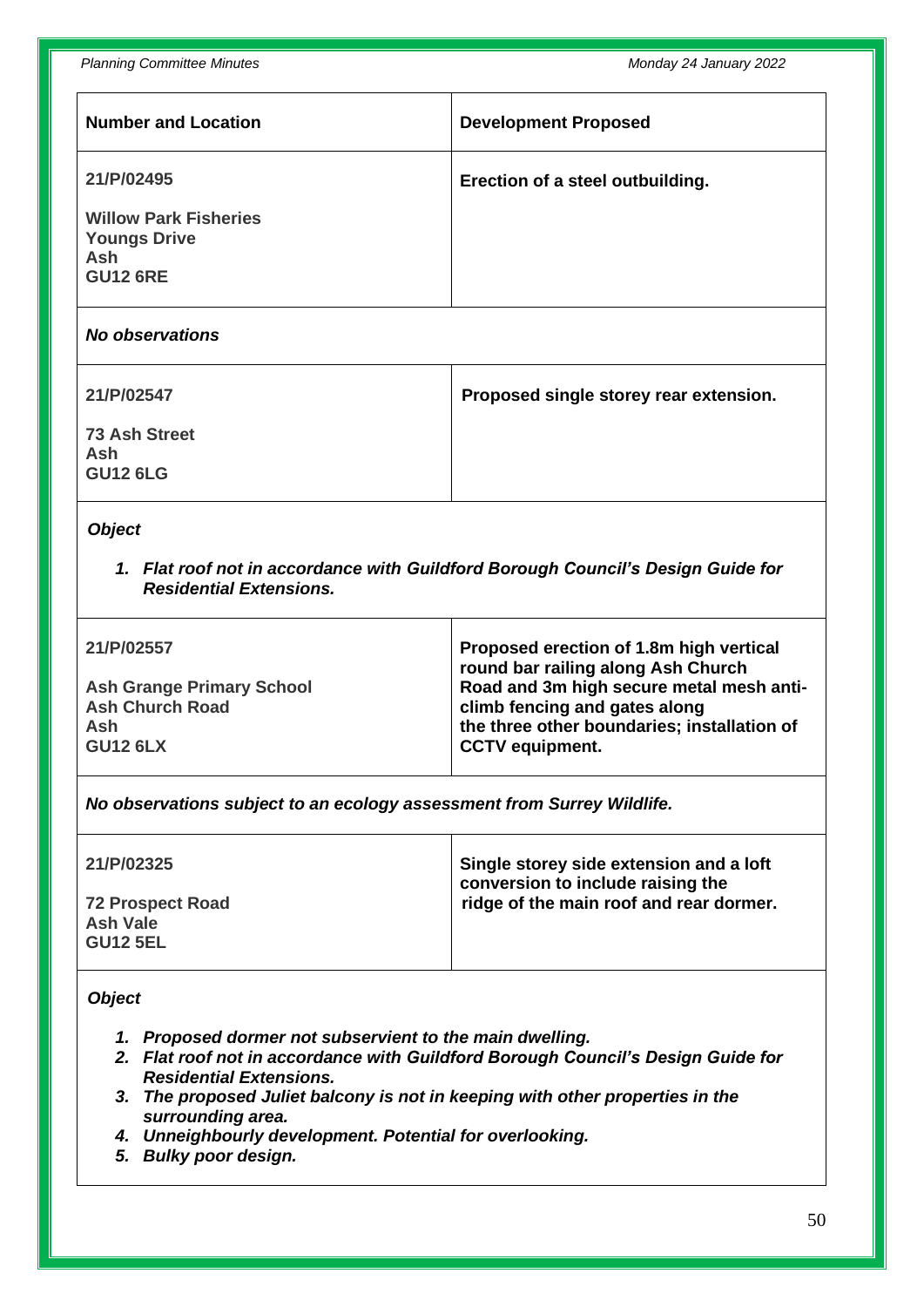| Number and Location | Development Proposed |
| --- | --- |
| **21/P/02495**<br><br>**Willow Park Fisheries**<br>**Youngs Drive**<br>**Ash**<br>**GU12 6RE** | **Erection of a steel outbuilding.** |
| ***No observations*** | |
| **21/P/02547**<br><br>**73 Ash Street**<br>**Ash**<br>**GU12 6LG** | **Proposed single storey rear extension.** |
| ***Object***<br><br>1. ***Flat roof not in accordance with Guildford Borough Council's Design Guide for Residential Extensions.*** | |
| **21/P/02557**<br><br>**Ash Grange Primary School**<br>**Ash Church Road**<br>**Ash**<br>**GU12 6LX** | **Proposed erection of 1.8m high vertical round bar railing along Ash Church Road and 3m high secure metal mesh anti-climb fencing and gates along the three other boundaries; installation of CCTV equipment.** |
| ***No observations subject to an ecology assessment from Surrey Wildlife.*** | |
| **21/P/02325**<br><br>**72 Prospect Road**<br>**Ash Vale**<br>**GU12 5EL** | **Single storey side extension and a loft conversion to include raising the ridge of the main roof and rear dormer.** |
| ***Object***<br><br>1. ***Proposed dormer not subservient to the main dwelling.***<br>2. ***Flat roof not in accordance with Guildford Borough Council's Design Guide for Residential Extensions.***<br>3. ***The proposed Juliet balcony is not in keeping with other properties in the surrounding area.***<br>4. ***Unneighbourly development. Potential for overlooking.***<br>5. ***Bulky poor design.*** | |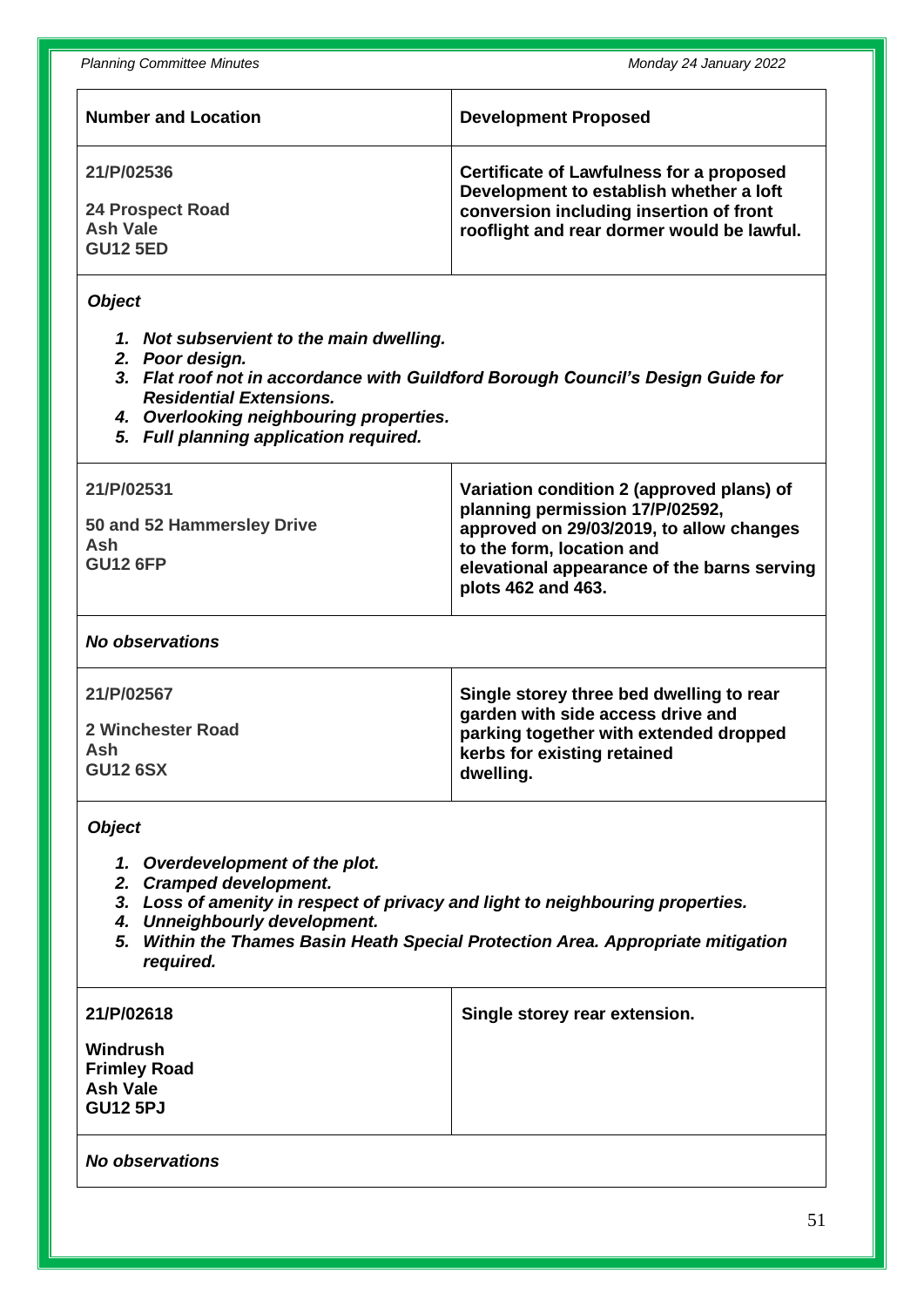| Number and Location | Development Proposed |
|---|---|
| **21/P/02536**<br><br>**24 Prospect Road**<br>**Ash Vale**<br>**GU12 5ED** | **Certificate of Lawfulness for a proposed Development to establish whether a loft conversion including insertion of front rooflight and rear dormer would be lawful.** |

***Object***

1. ***Not subservient to the main dwelling.***
2. ***Poor design.***
3. ***Flat roof not in accordance with Guildford Borough Council's Design Guide for Residential Extensions.***
4. ***Overlooking neighbouring properties.***
5. ***Full planning application required.***

| Number and Location | Development Proposed |
|---|---|
| **21/P/02531**<br><br>**50 and 52 Hammersley Drive**<br>**Ash**<br>**GU12 6FP** | **Variation condition 2 (approved plans) of planning permission 17/P/02592, approved on 29/03/2019, to allow changes to the form, location and elevational appearance of the barns serving plots 462 and 463.** |

***No observations***

| Number and Location | Development Proposed |
|---|---|
| **21/P/02567**<br><br>**2 Winchester Road**<br>**Ash**<br>**GU12 6SX** | **Single storey three bed dwelling to rear garden with side access drive and parking together with extended dropped kerbs for existing retained dwelling.** |

***Object***

1. ***Overdevelopment of the plot.***
2. ***Cramped development.***
3. ***Loss of amenity in respect of privacy and light to neighbouring properties.***
4. ***Unneighbourly development.***
5. ***Within the Thames Basin Heath Special Protection Area. Appropriate mitigation required.***

| Number and Location | Development Proposed |
|---|---|
| **21/P/02618**<br><br>**Windrush**<br>**Frimley Road**<br>**Ash Vale**<br>**GU12 5PJ** | **Single storey rear extension.** |

***No observations***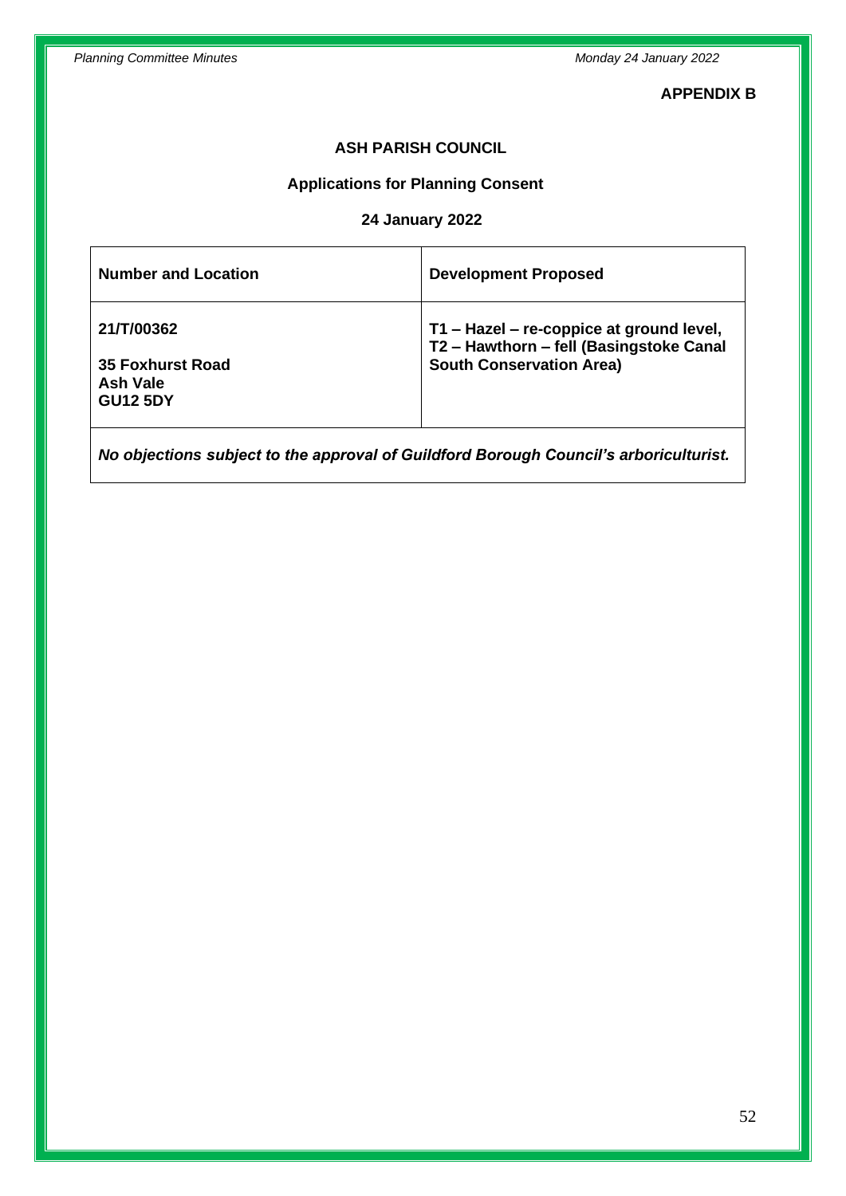**APPENDIX B**

**ASH PARISH COUNCIL**

**Applications for Planning Consent**

**24 January 2022**

| Number and Location | Development Proposed |
|---|---|
| **21/T/00362**<br><br>**35 Foxhurst Road**<br>**Ash Vale**<br>**GU12 5DY** | **T1 – Hazel – re-coppice at ground level, T2 – Hawthorn – fell (Basingstoke Canal South Conservation Area)** |
| ***No objections subject to the approval of Guildford Borough Council's arboriculturist.*** | |